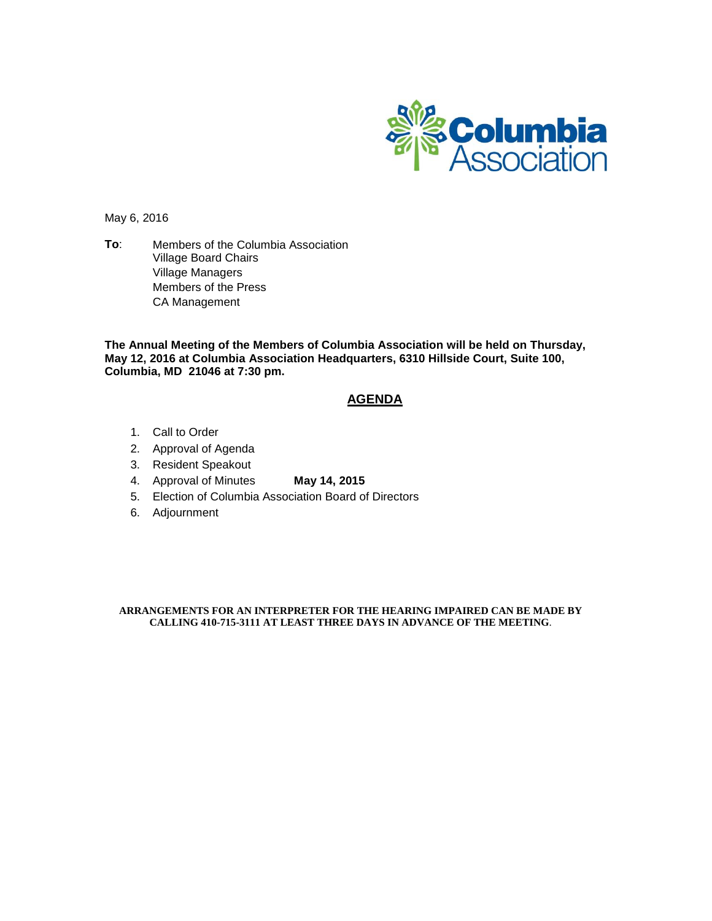May 6, 2016

**To**: Members of the Columbia Association
Village Board Chairs
Village Managers
Members of the Press
CA Management

**The Annual Meeting of the Members of Columbia Association will be held on Thursday, May 12, 2016 at Columbia Association Headquarters, 6310 Hillside Court, Suite 100, Columbia, MD 21046 at 7:30 pm.**

## AGENDA

1. Call to Order
2. Approval of Agenda
3. Resident Speakout
4. Approval of Minutes **May 14, 2015**
5. Election of Columbia Association Board of Directors
6. Adjournment

**ARRANGEMENTS FOR AN INTERPRETER FOR THE HEARING IMPAIRED CAN BE MADE BY CALLING 410-715-3111 AT LEAST THREE DAYS IN ADVANCE OF THE MEETING**.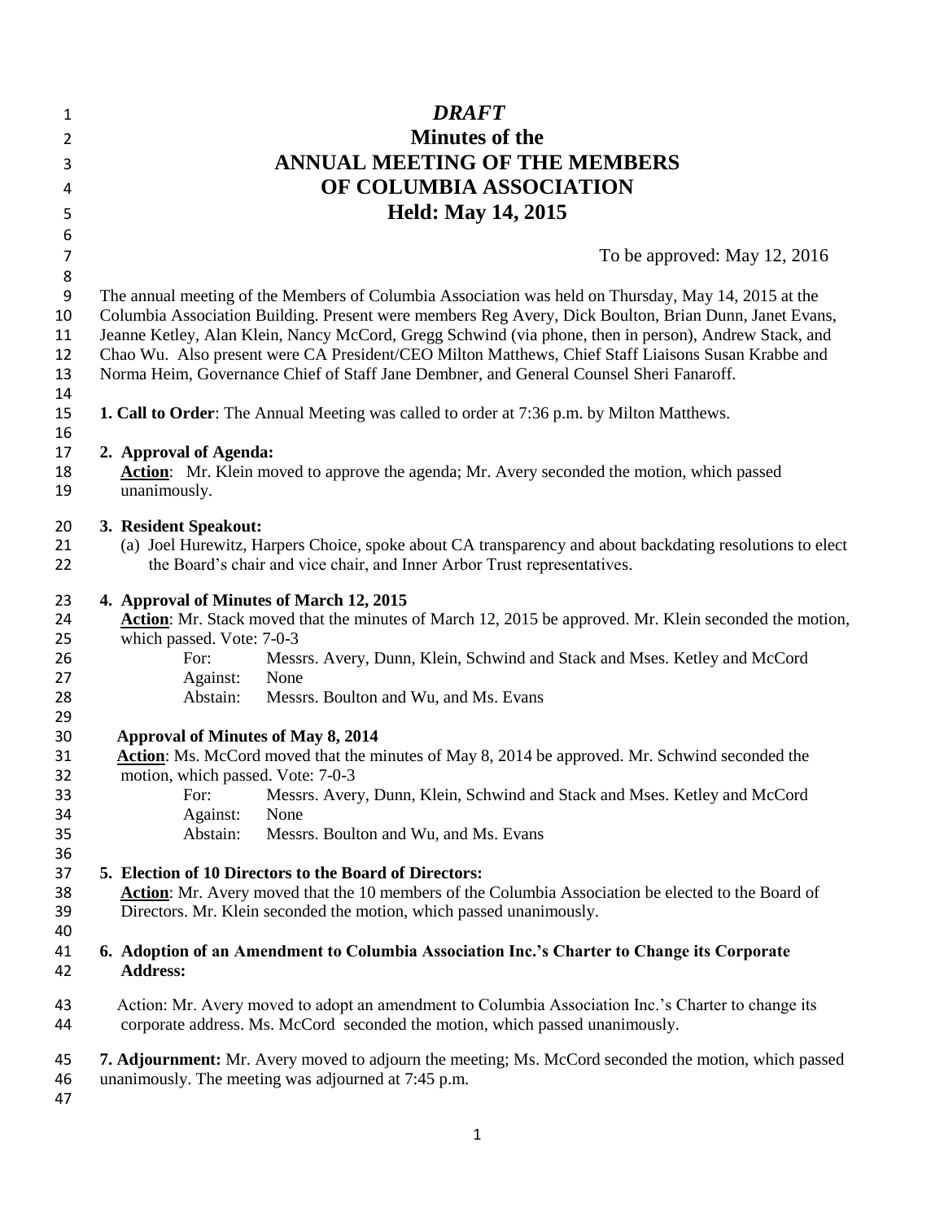# *DRAFT*

# Minutes of the
# ANNUAL MEETING OF THE MEMBERS
# OF COLUMBIA ASSOCIATION
# Held: May 14, 2015

To be approved: May 12, 2016

The annual meeting of the Members of Columbia Association was held on Thursday, May 14, 2015 at the Columbia Association Building. Present were members Reg Avery, Dick Boulton, Brian Dunn, Janet Evans, Jeanne Ketley, Alan Klein, Nancy McCord, Gregg Schwind (via phone, then in person), Andrew Stack, and Chao Wu. Also present were CA President/CEO Milton Matthews, Chief Staff Liaisons Susan Krabbe and Norma Heim, Governance Chief of Staff Jane Dembner, and General Counsel Sheri Fanaroff.

**1. Call to Order**: The Annual Meeting was called to order at 7:36 p.m. by Milton Matthews.

**2. Approval of Agenda:**

**Action**: Mr. Klein moved to approve the agenda; Mr. Avery seconded the motion, which passed unanimously.

**3. Resident Speakout:**

(a) Joel Hurewitz, Harpers Choice, spoke about CA transparency and about backdating resolutions to elect the Board's chair and vice chair, and Inner Arbor Trust representatives.

**4. Approval of Minutes of March 12, 2015**

**Action**: Mr. Stack moved that the minutes of March 12, 2015 be approved. Mr. Klein seconded the motion, which passed. Vote: 7-0-3

For: Messrs. Avery, Dunn, Klein, Schwind and Stack and Mses. Ketley and McCord
Against: None
Abstain: Messrs. Boulton and Wu, and Ms. Evans

**Approval of Minutes of May 8, 2014**

**Action**: Ms. McCord moved that the minutes of May 8, 2014 be approved. Mr. Schwind seconded the motion, which passed. Vote: 7-0-3

For: Messrs. Avery, Dunn, Klein, Schwind and Stack and Mses. Ketley and McCord
Against: None
Abstain: Messrs. Boulton and Wu, and Ms. Evans

**5. Election of 10 Directors to the Board of Directors:**

**Action**: Mr. Avery moved that the 10 members of the Columbia Association be elected to the Board of Directors. Mr. Klein seconded the motion, which passed unanimously.

**6. Adoption of an Amendment to Columbia Association Inc.'s Charter to Change its Corporate Address:**

Action: Mr. Avery moved to adopt an amendment to Columbia Association Inc.'s Charter to change its corporate address. Ms. McCord seconded the motion, which passed unanimously.

**7. Adjournment:** Mr. Avery moved to adjourn the meeting; Ms. McCord seconded the motion, which passed unanimously. The meeting was adjourned at 7:45 p.m.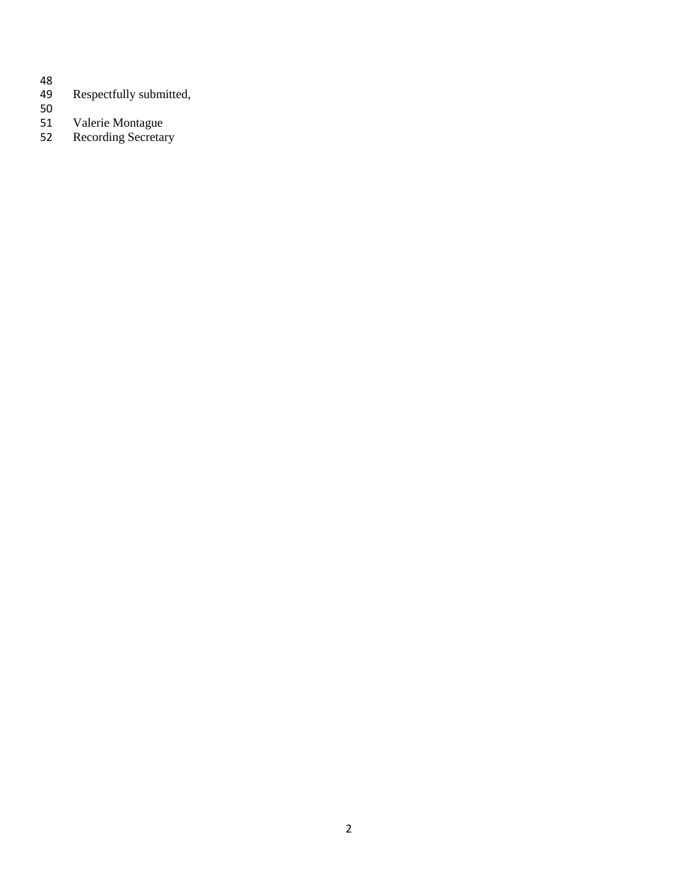Respectfully submitted,

Valerie Montague
Recording Secretary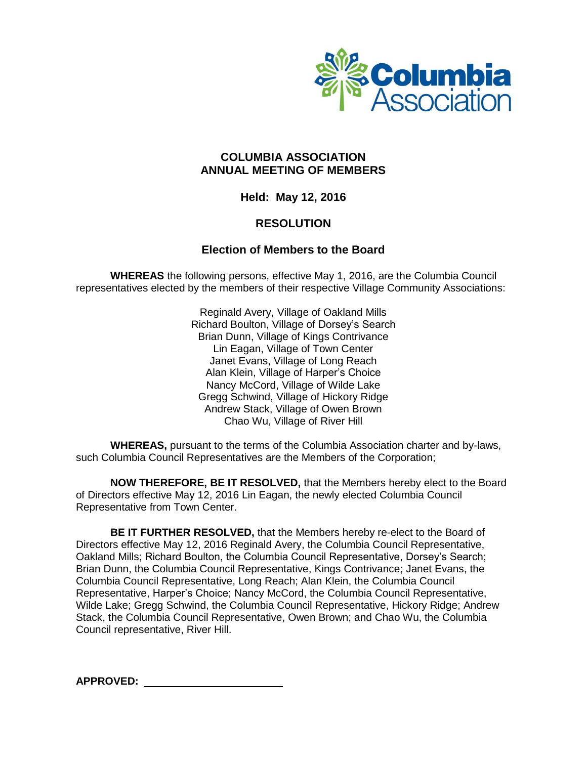# COLUMBIA ASSOCIATION
# ANNUAL MEETING OF MEMBERS

**Held: May 12, 2016**

## RESOLUTION

### Election of Members to the Board

**WHEREAS** the following persons, effective May 1, 2016, are the Columbia Council representatives elected by the members of their respective Village Community Associations:

Reginald Avery, Village of Oakland Mills
Richard Boulton, Village of Dorsey's Search
Brian Dunn, Village of Kings Contrivance
Lin Eagan, Village of Town Center
Janet Evans, Village of Long Reach
Alan Klein, Village of Harper's Choice
Nancy McCord, Village of Wilde Lake
Gregg Schwind, Village of Hickory Ridge
Andrew Stack, Village of Owen Brown
Chao Wu, Village of River Hill

**WHEREAS,** pursuant to the terms of the Columbia Association charter and by-laws, such Columbia Council Representatives are the Members of the Corporation;

**NOW THEREFORE, BE IT RESOLVED,** that the Members hereby elect to the Board of Directors effective May 12, 2016 Lin Eagan, the newly elected Columbia Council Representative from Town Center.

**BE IT FURTHER RESOLVED,** that the Members hereby re-elect to the Board of Directors effective May 12, 2016 Reginald Avery, the Columbia Council Representative, Oakland Mills; Richard Boulton, the Columbia Council Representative, Dorsey's Search; Brian Dunn, the Columbia Council Representative, Kings Contrivance; Janet Evans, the Columbia Council Representative, Long Reach; Alan Klein, the Columbia Council Representative, Harper's Choice; Nancy McCord, the Columbia Council Representative, Wilde Lake; Gregg Schwind, the Columbia Council Representative, Hickory Ridge; Andrew Stack, the Columbia Council Representative, Owen Brown; and Chao Wu, the Columbia Council representative, River Hill.

**APPROVED:** ______________________